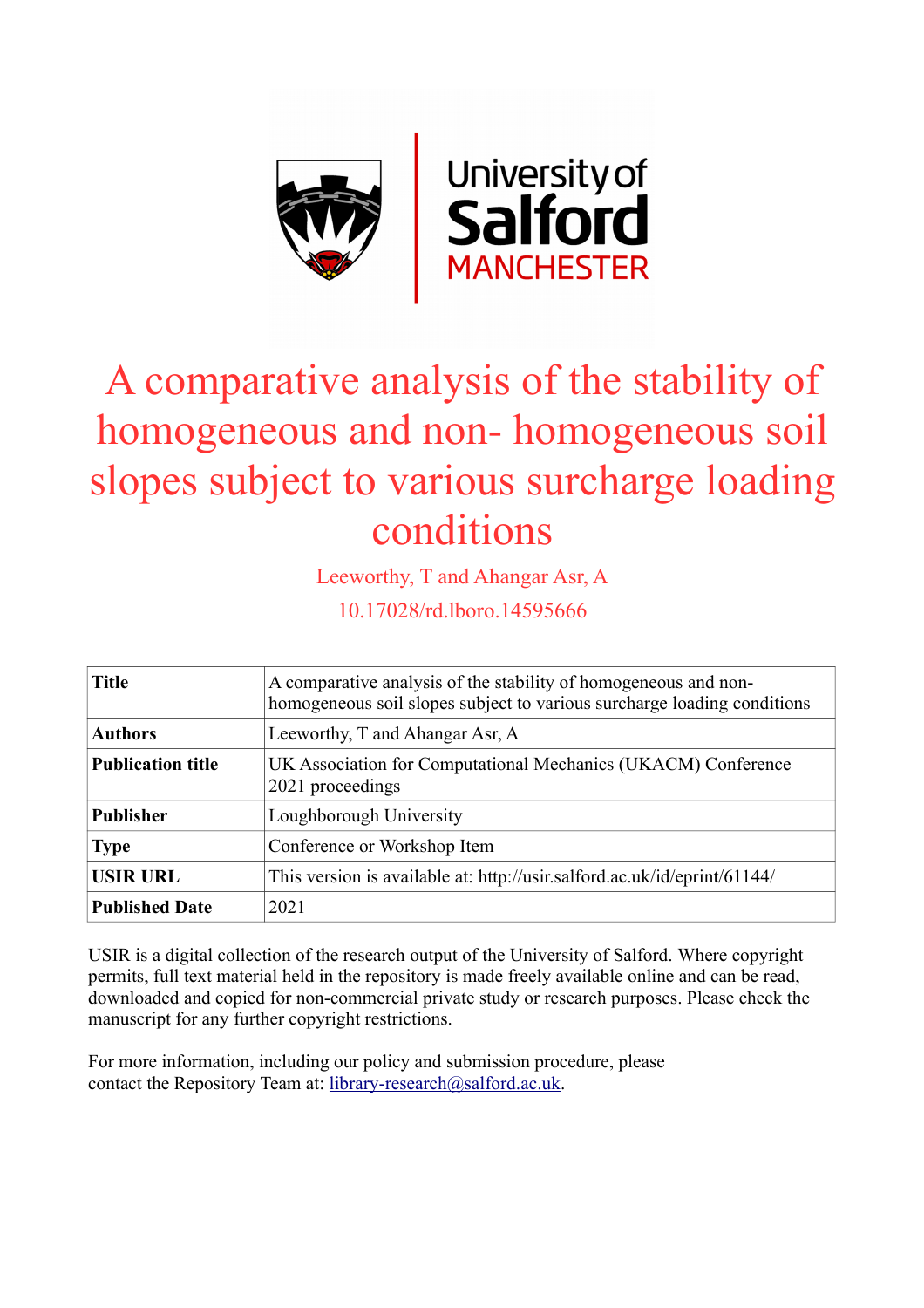# A comparative analysis of the stability of homogeneous and non- homogeneous soil slopes subject to various surcharge loading conditions

Leeworthy, T and Ahangar Asr, A

10.17028/rd.lboro.14595666

| **Title** | A comparative analysis of the stability of homogeneous and non-homogeneous soil slopes subject to various surcharge loading conditions |
|---|---|
| **Authors** | Leeworthy, T and Ahangar Asr, A |
| **Publication title** | UK Association for Computational Mechanics (UKACM) Conference 2021 proceedings |
| **Publisher** | Loughborough University |
| **Type** | Conference or Workshop Item |
| **USIR URL** | This version is available at: http://usir.salford.ac.uk/id/eprint/61144/ |
| **Published Date** | 2021 |

USIR is a digital collection of the research output of the University of Salford. Where copyright permits, full text material held in the repository is made freely available online and can be read, downloaded and copied for non-commercial private study or research purposes. Please check the manuscript for any further copyright restrictions.

For more information, including our policy and submission procedure, please contact the Repository Team at: library-research@salford.ac.uk.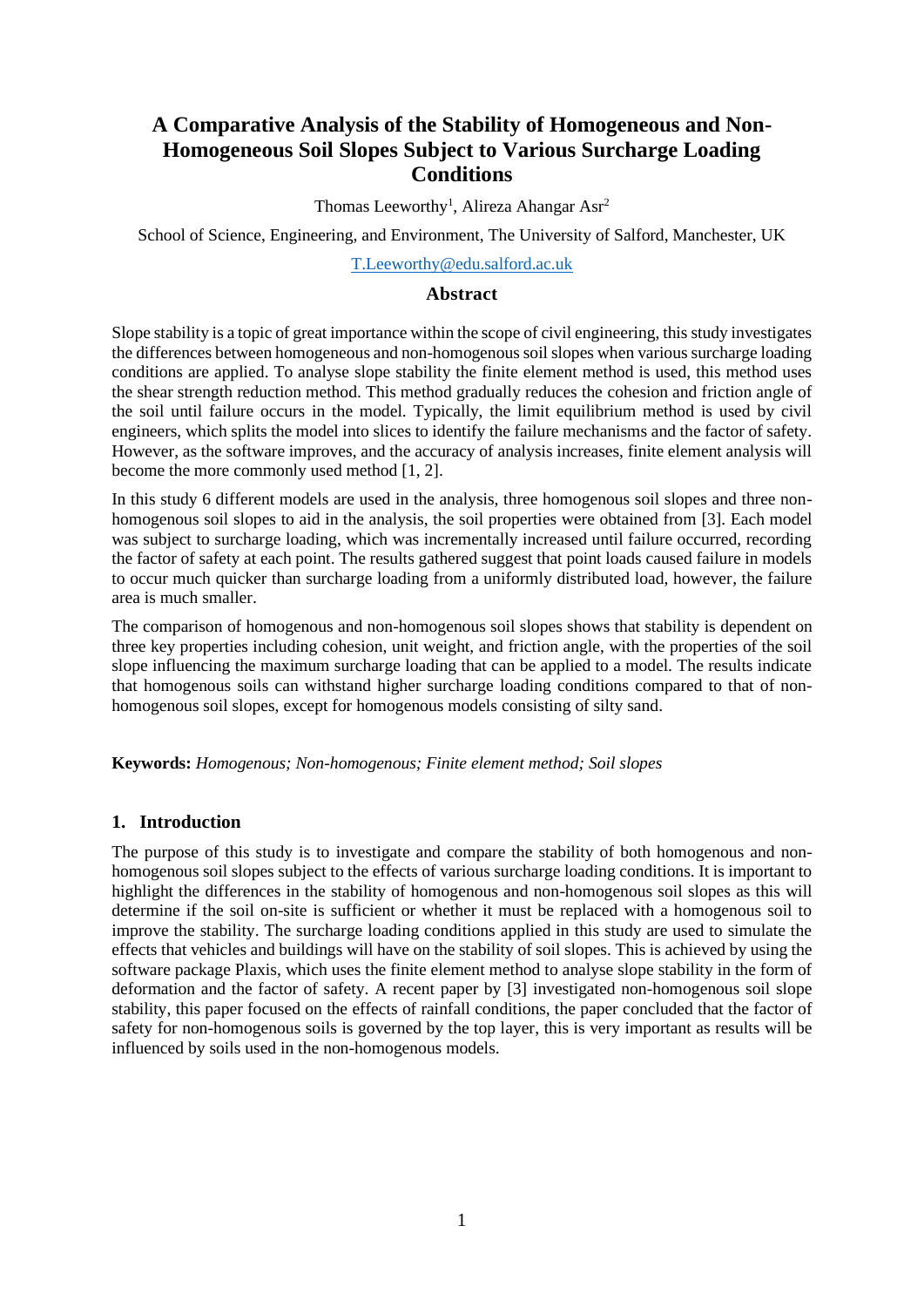# A Comparative Analysis of the Stability of Homogeneous and Non-Homogeneous Soil Slopes Subject to Various Surcharge Loading Conditions

Thomas Leeworthy[1], Alireza Ahangar Asr[2]

School of Science, Engineering, and Environment, The University of Salford, Manchester, UK

T.Leeworthy@edu.salford.ac.uk

## Abstract

Slope stability is a topic of great importance within the scope of civil engineering, this study investigates the differences between homogeneous and non-homogenous soil slopes when various surcharge loading conditions are applied. To analyse slope stability the finite element method is used, this method uses the shear strength reduction method. This method gradually reduces the cohesion and friction angle of the soil until failure occurs in the model. Typically, the limit equilibrium method is used by civil engineers, which splits the model into slices to identify the failure mechanisms and the factor of safety. However, as the software improves, and the accuracy of analysis increases, finite element analysis will become the more commonly used method [1, 2].

In this study 6 different models are used in the analysis, three homogenous soil slopes and three non-homogenous soil slopes to aid in the analysis, the soil properties were obtained from [3]. Each model was subject to surcharge loading, which was incrementally increased until failure occurred, recording the factor of safety at each point. The results gathered suggest that point loads caused failure in models to occur much quicker than surcharge loading from a uniformly distributed load, however, the failure area is much smaller.

The comparison of homogenous and non-homogenous soil slopes shows that stability is dependent on three key properties including cohesion, unit weight, and friction angle, with the properties of the soil slope influencing the maximum surcharge loading that can be applied to a model. The results indicate that homogenous soils can withstand higher surcharge loading conditions compared to that of non-homogenous soil slopes, except for homogenous models consisting of silty sand.

**Keywords:** *Homogenous; Non-homogenous; Finite element method; Soil slopes*

## 1. Introduction

The purpose of this study is to investigate and compare the stability of both homogenous and non-homogenous soil slopes subject to the effects of various surcharge loading conditions. It is important to highlight the differences in the stability of homogenous and non-homogenous soil slopes as this will determine if the soil on-site is sufficient or whether it must be replaced with a homogenous soil to improve the stability. The surcharge loading conditions applied in this study are used to simulate the effects that vehicles and buildings will have on the stability of soil slopes. This is achieved by using the software package Plaxis, which uses the finite element method to analyse slope stability in the form of deformation and the factor of safety. A recent paper by [3] investigated non-homogenous soil slope stability, this paper focused on the effects of rainfall conditions, the paper concluded that the factor of safety for non-homogenous soils is governed by the top layer, this is very important as results will be influenced by soils used in the non-homogenous models.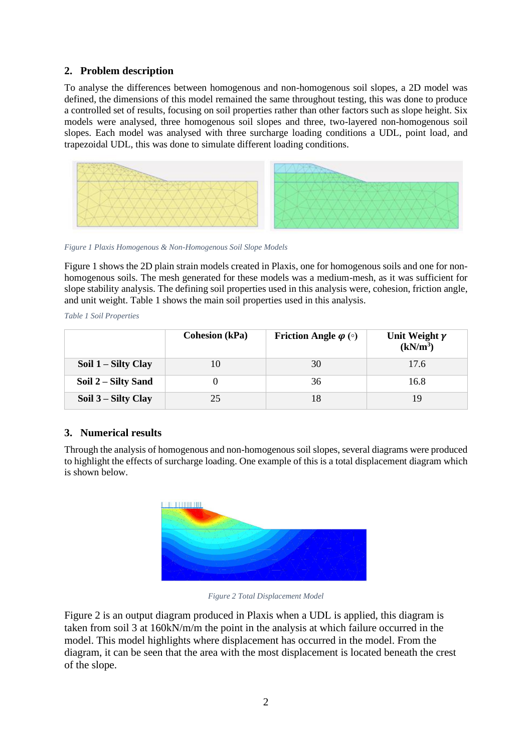## 2. Problem description

To analyse the differences between homogenous and non-homogenous soil slopes, a 2D model was defined, the dimensions of this model remained the same throughout testing, this was done to produce a controlled set of results, focusing on soil properties rather than other factors such as slope height. Six models were analysed, three homogenous soil slopes and three, two-layered non-homogenous soil slopes. Each model was analysed with three surcharge loading conditions a UDL, point load, and trapezoidal UDL, this was done to simulate different loading conditions.

*Figure 1 Plaxis Homogenous & Non-Homogenous Soil Slope Models*

Figure 1 shows the 2D plain strain models created in Plaxis, one for homogenous soils and one for non-homogenous soils. The mesh generated for these models was a medium-mesh, as it was sufficient for slope stability analysis. The defining soil properties used in this analysis were, cohesion, friction angle, and unit weight. Table 1 shows the main soil properties used in this analysis.

*Table 1 Soil Properties*

| | Cohesion (kPa) | Friction Angle $\varphi$ (◦) | Unit Weight $\gamma$ (kN/m$^3$) |
|---|---|---|---|
| **Soil 1 – Silty Clay** | 10 | 30 | 17.6 |
| **Soil 2 – Silty Sand** | 0 | 36 | 16.8 |
| **Soil 3 – Silty Clay** | 25 | 18 | 19 |

## 3. Numerical results

Through the analysis of homogenous and non-homogenous soil slopes, several diagrams were produced to highlight the effects of surcharge loading. One example of this is a total displacement diagram which is shown below.

*Figure 2 Total Displacement Model*

Figure 2 is an output diagram produced in Plaxis when a UDL is applied, this diagram is taken from soil 3 at 160kN/m/m the point in the analysis at which failure occurred in the model. This model highlights where displacement has occurred in the model. From the diagram, it can be seen that the area with the most displacement is located beneath the crest of the slope.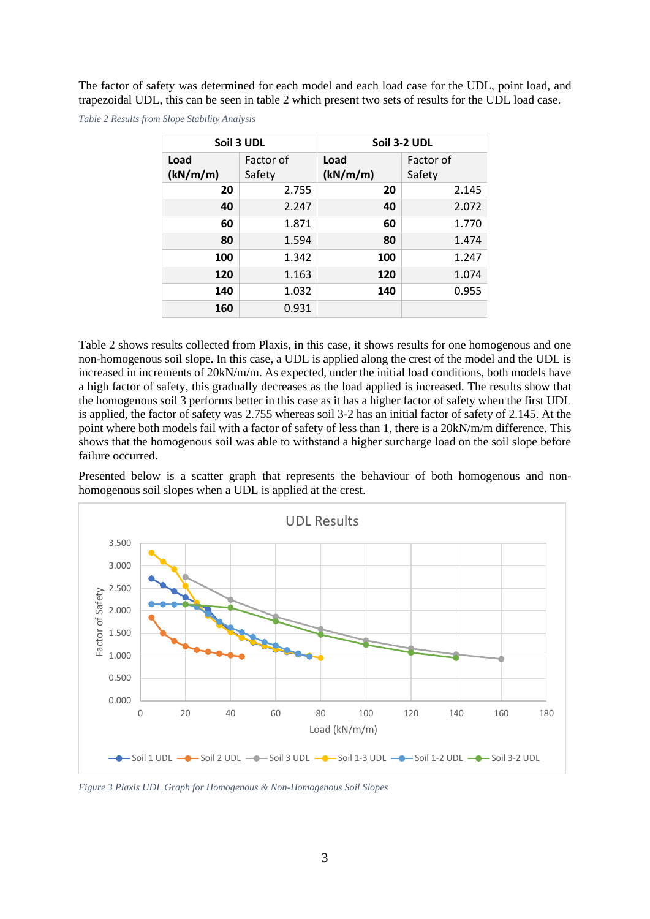The factor of safety was determined for each model and each load case for the UDL, point load, and trapezoidal UDL, this can be seen in table 2 which present two sets of results for the UDL load case.

*Table 2 Results from Slope Stability Analysis*

| Soil 3 UDL | | Soil 3-2 UDL | |
|---|---|---|---|
| **Load (kN/m/m)** | Factor of Safety | **Load (kN/m/m)** | Factor of Safety |
| **20** | 2.755 | **20** | 2.145 |
| **40** | 2.247 | **40** | 2.072 |
| **60** | 1.871 | **60** | 1.770 |
| **80** | 1.594 | **80** | 1.474 |
| **100** | 1.342 | **100** | 1.247 |
| **120** | 1.163 | **120** | 1.074 |
| **140** | 1.032 | **140** | 0.955 |
| **160** | 0.931 | | |

Table 2 shows results collected from Plaxis, in this case, it shows results for one homogenous and one non-homogenous soil slope. In this case, a UDL is applied along the crest of the model and the UDL is increased in increments of 20kN/m/m. As expected, under the initial load conditions, both models have a high factor of safety, this gradually decreases as the load applied is increased. The results show that the homogenous soil 3 performs better in this case as it has a higher factor of safety when the first UDL is applied, the factor of safety was 2.755 whereas soil 3-2 has an initial factor of safety of 2.145. At the point where both models fail with a factor of safety of less than 1, there is a 20kN/m/m difference. This shows that the homogenous soil was able to withstand a higher surcharge load on the soil slope before failure occurred.

Presented below is a scatter graph that represents the behaviour of both homogenous and non-homogenous soil slopes when a UDL is applied at the crest.

*Figure 3 Plaxis UDL Graph for Homogenous & Non-Homogenous Soil Slopes*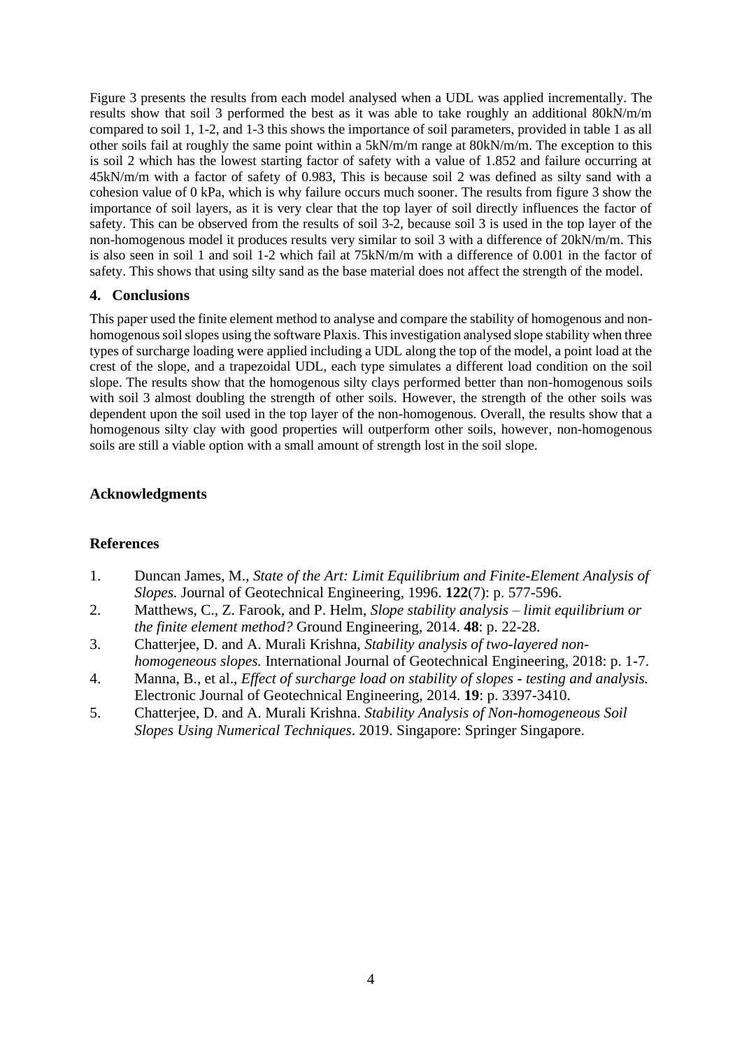Figure 3 presents the results from each model analysed when a UDL was applied incrementally. The results show that soil 3 performed the best as it was able to take roughly an additional 80kN/m/m compared to soil 1, 1-2, and 1-3 this shows the importance of soil parameters, provided in table 1 as all other soils fail at roughly the same point within a 5kN/m/m range at 80kN/m/m. The exception to this is soil 2 which has the lowest starting factor of safety with a value of 1.852 and failure occurring at 45kN/m/m with a factor of safety of 0.983, This is because soil 2 was defined as silty sand with a cohesion value of 0 kPa, which is why failure occurs much sooner. The results from figure 3 show the importance of soil layers, as it is very clear that the top layer of soil directly influences the factor of safety. This can be observed from the results of soil 3-2, because soil 3 is used in the top layer of the non-homogenous model it produces results very similar to soil 3 with a difference of 20kN/m/m. This is also seen in soil 1 and soil 1-2 which fail at 75kN/m/m with a difference of 0.001 in the factor of safety. This shows that using silty sand as the base material does not affect the strength of the model.

## 4. Conclusions

This paper used the finite element method to analyse and compare the stability of homogenous and non-homogenous soil slopes using the software Plaxis. This investigation analysed slope stability when three types of surcharge loading were applied including a UDL along the top of the model, a point load at the crest of the slope, and a trapezoidal UDL, each type simulates a different load condition on the soil slope. The results show that the homogenous silty clays performed better than non-homogenous soils with soil 3 almost doubling the strength of other soils. However, the strength of the other soils was dependent upon the soil used in the top layer of the non-homogenous. Overall, the results show that a homogenous silty clay with good properties will outperform other soils, however, non-homogenous soils are still a viable option with a small amount of strength lost in the soil slope.

## Acknowledgments

## References

1. Duncan James, M., *State of the Art: Limit Equilibrium and Finite-Element Analysis of Slopes.* Journal of Geotechnical Engineering, 1996. **122**(7): p. 577-596.
2. Matthews, C., Z. Farook, and P. Helm, *Slope stability analysis – limit equilibrium or the finite element method?* Ground Engineering, 2014. **48**: p. 22-28.
3. Chatterjee, D. and A. Murali Krishna, *Stability analysis of two-layered non-homogeneous slopes.* International Journal of Geotechnical Engineering, 2018: p. 1-7.
4. Manna, B., et al., *Effect of surcharge load on stability of slopes - testing and analysis.* Electronic Journal of Geotechnical Engineering, 2014. **19**: p. 3397-3410.
5. Chatterjee, D. and A. Murali Krishna. *Stability Analysis of Non-homogeneous Soil Slopes Using Numerical Techniques*. 2019. Singapore: Springer Singapore.